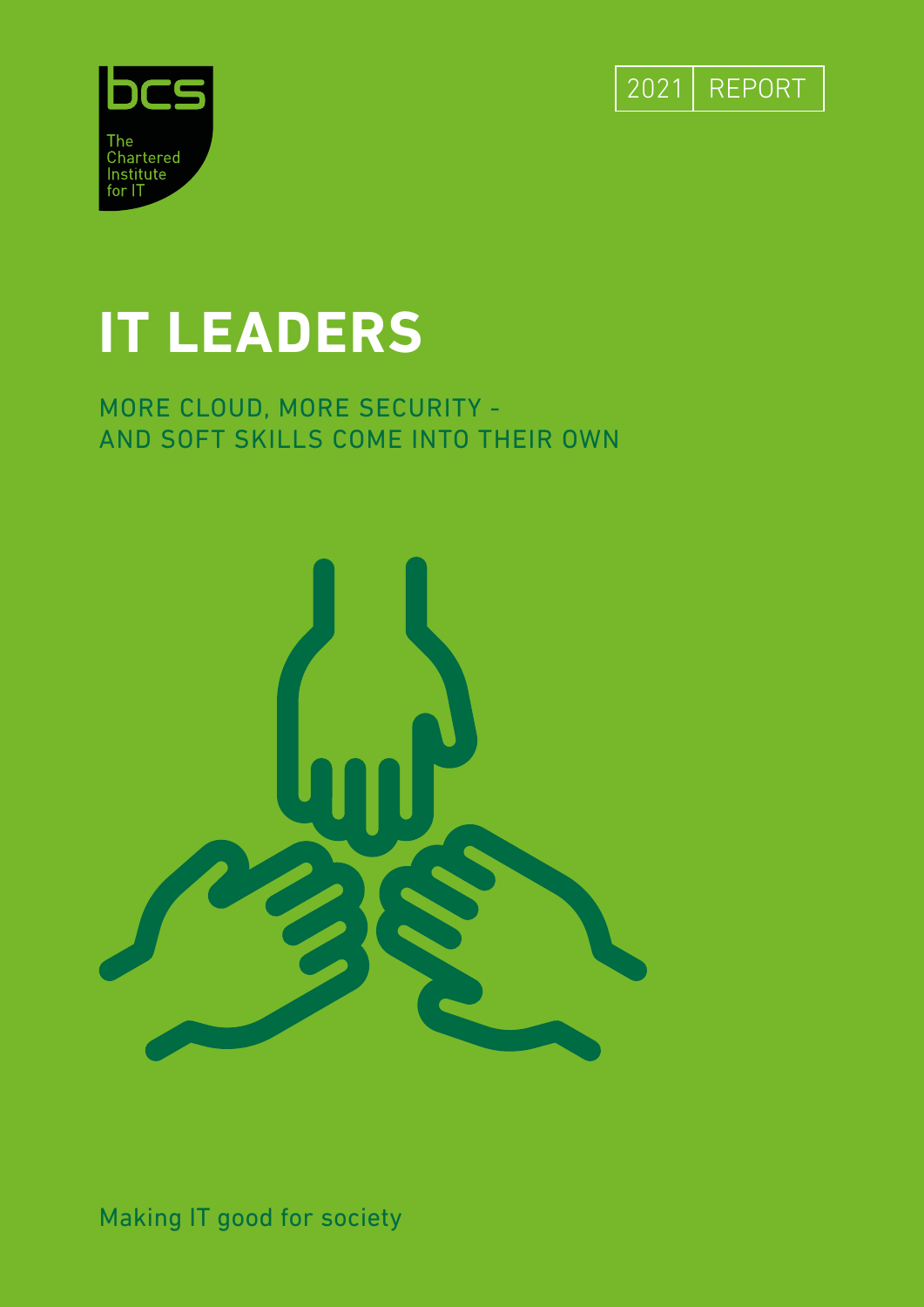bcs

The Chartered Institute for IT

2021 REPORT

# IT LEADERS

MORE CLOUD, MORE SECURITY - AND SOFT SKILLS COME INTO THEIR OWN

Making IT good for society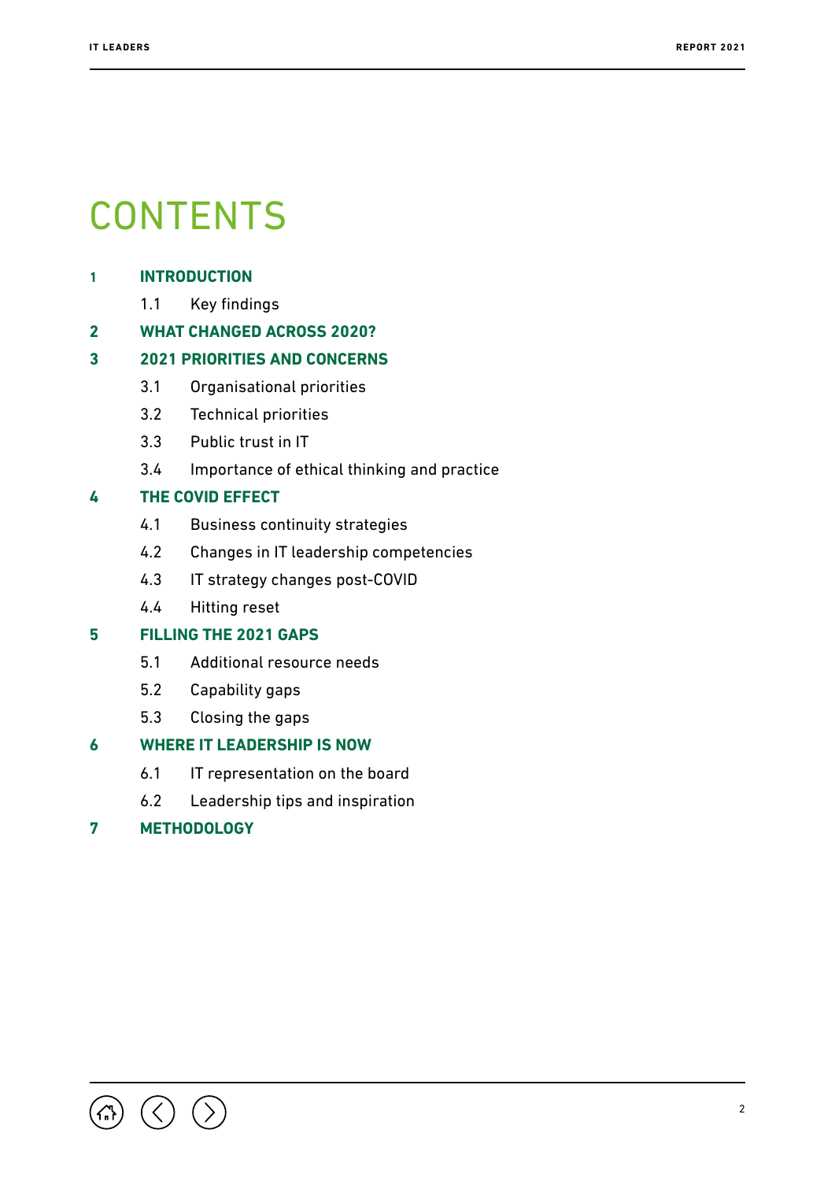# CONTENTS

**1 INTRODUCTION**

- 1.1 Key findings

**2 WHAT CHANGED ACROSS 2020?**

**3 2021 PRIORITIES AND CONCERNS**

- 3.1 Organisational priorities
- 3.2 Technical priorities
- 3.3 Public trust in IT
- 3.4 Importance of ethical thinking and practice

**4 THE COVID EFFECT**

- 4.1 Business continuity strategies
- 4.2 Changes in IT leadership competencies
- 4.3 IT strategy changes post-COVID
- 4.4 Hitting reset

**5 FILLING THE 2021 GAPS**

- 5.1 Additional resource needs
- 5.2 Capability gaps
- 5.3 Closing the gaps

**6 WHERE IT LEADERSHIP IS NOW**

- 6.1 IT representation on the board
- 6.2 Leadership tips and inspiration

**7 METHODOLOGY**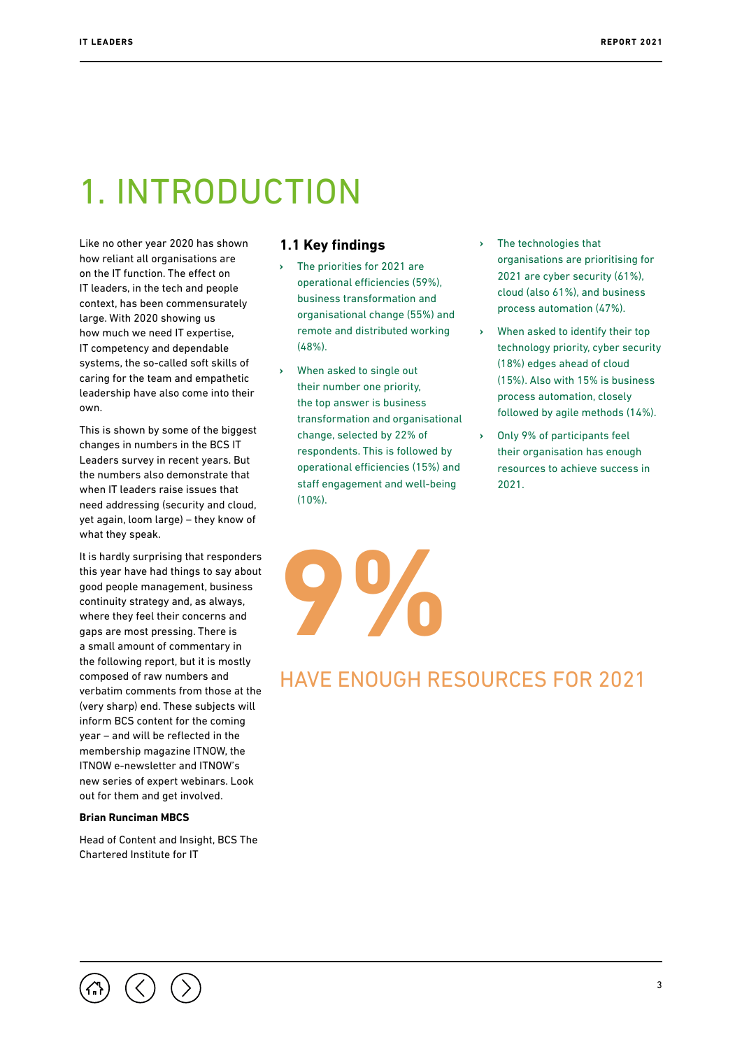# 1. INTRODUCTION

Like no other year 2020 has shown how reliant all organisations are on the IT function. The effect on IT leaders, in the tech and people context, has been commensurately large. With 2020 showing us how much we need IT expertise, IT competency and dependable systems, the so-called soft skills of caring for the team and empathetic leadership have also come into their own.

This is shown by some of the biggest changes in numbers in the BCS IT Leaders survey in recent years. But the numbers also demonstrate that when IT leaders raise issues that need addressing (security and cloud, yet again, loom large) – they know of what they speak.

It is hardly surprising that responders this year have had things to say about good people management, business continuity strategy and, as always, where they feel their concerns and gaps are most pressing. There is a small amount of commentary in the following report, but it is mostly composed of raw numbers and verbatim comments from those at the (very sharp) end. These subjects will inform BCS content for the coming year – and will be reflected in the membership magazine ITNOW, the ITNOW e-newsletter and ITNOW's new series of expert webinars. Look out for them and get involved.

**Brian Runciman MBCS**

Head of Content and Insight, BCS The Chartered Institute for IT

## 1.1 Key findings

- The priorities for 2021 are operational efficiencies (59%), business transformation and organisational change (55%) and remote and distributed working (48%).
- When asked to single out their number one priority, the top answer is business transformation and organisational change, selected by 22% of respondents. This is followed by operational efficiencies (15%) and staff engagement and well-being (10%).
- The technologies that organisations are prioritising for 2021 are cyber security (61%), cloud (also 61%), and business process automation (47%).
- When asked to identify their top technology priority, cyber security (18%) edges ahead of cloud (15%). Also with 15% is business process automation, closely followed by agile methods (14%).
- Only 9% of participants feel their organisation has enough resources to achieve success in 2021.

**9%**

HAVE ENOUGH RESOURCES FOR 2021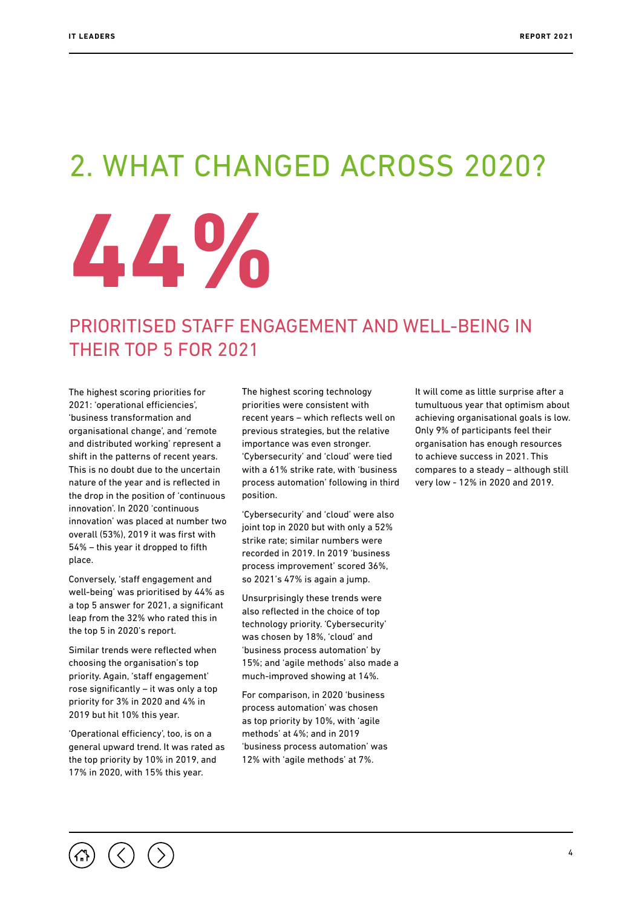# 2. WHAT CHANGED ACROSS 2020?

# 44%

## PRIORITISED STAFF ENGAGEMENT AND WELL-BEING IN THEIR TOP 5 FOR 2021

The highest scoring priorities for 2021: 'operational efficiencies', 'business transformation and organisational change', and 'remote and distributed working' represent a shift in the patterns of recent years. This is no doubt due to the uncertain nature of the year and is reflected in the drop in the position of 'continuous innovation'. In 2020 'continuous innovation' was placed at number two overall (53%), 2019 it was first with 54% – this year it dropped to fifth place.

Conversely, 'staff engagement and well-being' was prioritised by 44% as a top 5 answer for 2021, a significant leap from the 32% who rated this in the top 5 in 2020's report.

Similar trends were reflected when choosing the organisation's top priority. Again, 'staff engagement' rose significantly – it was only a top priority for 3% in 2020 and 4% in 2019 but hit 10% this year.

'Operational efficiency', too, is on a general upward trend. It was rated as the top priority by 10% in 2019, and 17% in 2020, with 15% this year.

The highest scoring technology priorities were consistent with recent years – which reflects well on previous strategies, but the relative importance was even stronger. 'Cybersecurity' and 'cloud' were tied with a 61% strike rate, with 'business process automation' following in third position.

'Cybersecurity' and 'cloud' were also joint top in 2020 but with only a 52% strike rate; similar numbers were recorded in 2019. In 2019 'business process improvement' scored 36%, so 2021's 47% is again a jump.

Unsurprisingly these trends were also reflected in the choice of top technology priority. 'Cybersecurity' was chosen by 18%, 'cloud' and 'business process automation' by 15%; and 'agile methods' also made a much-improved showing at 14%.

For comparison, in 2020 'business process automation' was chosen as top priority by 10%, with 'agile methods' at 4%; and in 2019 'business process automation' was 12% with 'agile methods' at 7%.

It will come as little surprise after a tumultuous year that optimism about achieving organisational goals is low. Only 9% of participants feel their organisation has enough resources to achieve success in 2021. This compares to a steady – although still very low - 12% in 2020 and 2019.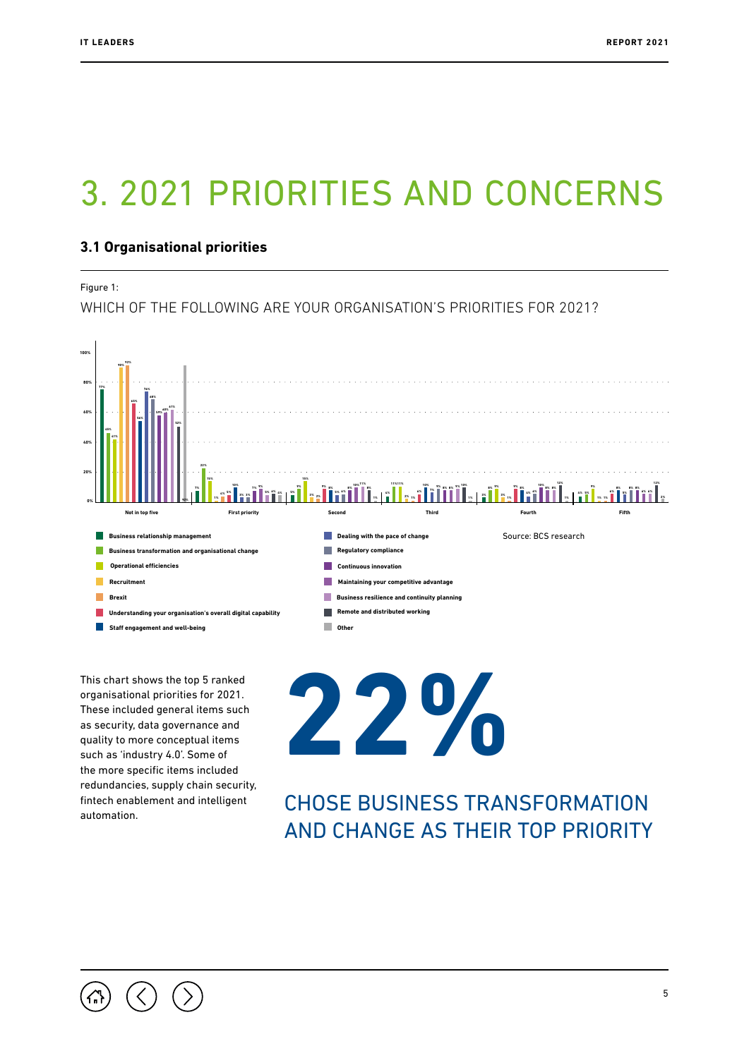// Page 5 of IT Leaders Report 2021 (document 818ba5453f70); running header and page number omitted.

# 3. 2021 PRIORITIES AND CONCERNS

## 3.1 Organisational priorities

Figure 1:

WHICH OF THE FOLLOWING ARE YOUR ORGANISATION'S PRIORITIES FOR 2021?

// Bar chart: y-axis 0%–100%; x-axis groups: Not in top five, First priority, Second, Third, Fourth, Fifth. Individual bar value labels not transcribed.

- Business relationship management
- Business transformation and organisational change
- Operational efficiencies
- Recruitment
- Brexit
- Understanding your organisation's overall digital capability
- Staff engagement and well-being
- Dealing with the pace of change
- Regulatory compliance
- Continuous innovation
- Maintaining your competitive advantage
- Business resilience and continuity planning
- Remote and distributed working
- Other

Source: BCS research

This chart shows the top 5 ranked organisational priorities for 2021. These included general items such as security, data governance and quality to more conceptual items such as 'industry 4.0'. Some of the more specific items included redundancies, supply chain security, fintech enablement and intelligent automation.

**22%**

CHOSE BUSINESS TRANSFORMATION AND CHANGE AS THEIR TOP PRIORITY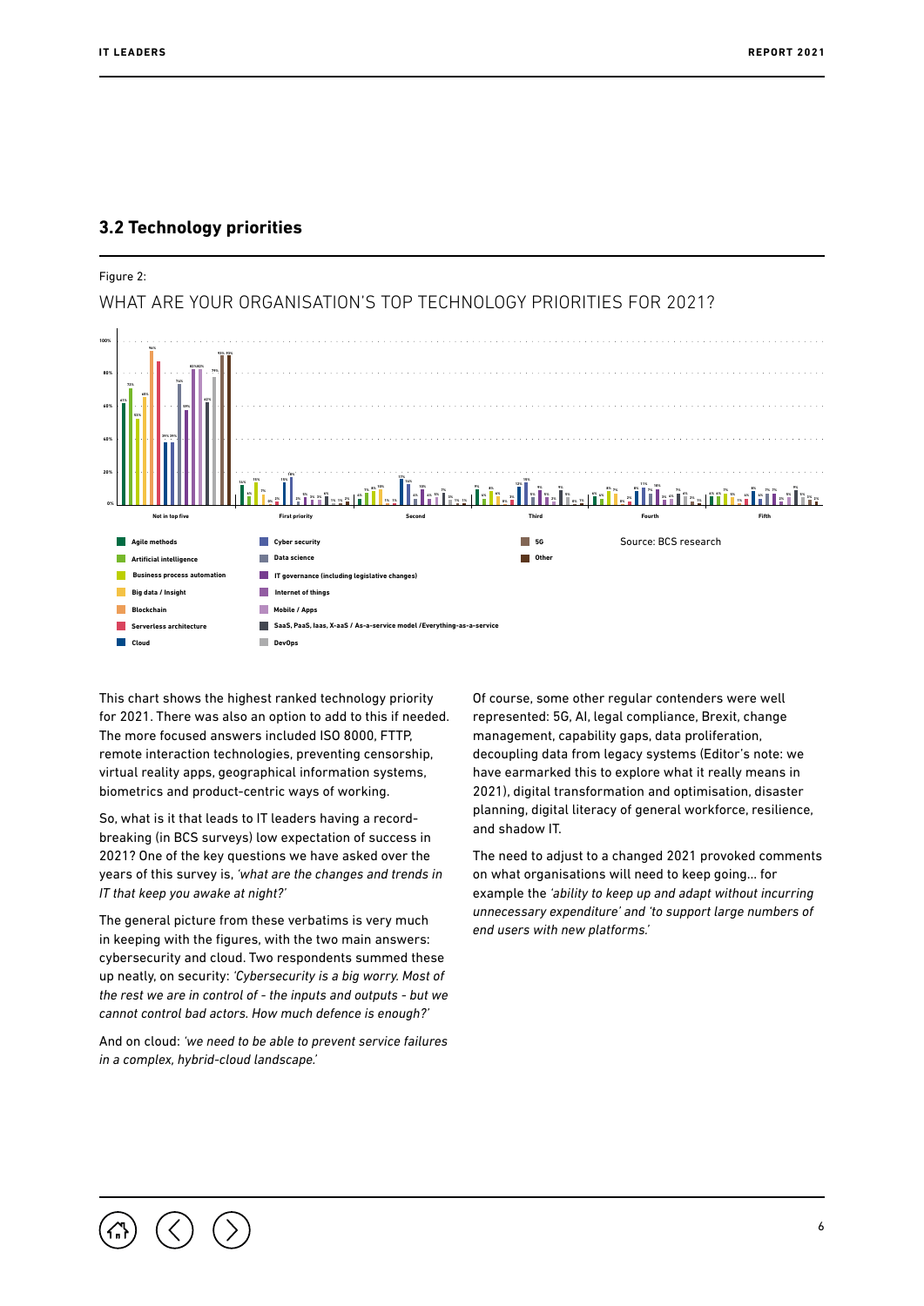## 3.2 Technology priorities

Figure 2:

WHAT ARE YOUR ORGANISATION'S TOP TECHNOLOGY PRIORITIES FOR 2021?

Source: BCS research

This chart shows the highest ranked technology priority for 2021. There was also an option to add to this if needed. The more focused answers included ISO 8000, FTTP, remote interaction technologies, preventing censorship, virtual reality apps, geographical information systems, biometrics and product-centric ways of working.

So, what is it that leads to IT leaders having a record-breaking (in BCS surveys) low expectation of success in 2021? One of the key questions we have asked over the years of this survey is, *'what are the changes and trends in IT that keep you awake at night?'*

The general picture from these verbatims is very much in keeping with the figures, with the two main answers: cybersecurity and cloud. Two respondents summed these up neatly, on security: *'Cybersecurity is a big worry. Most of the rest we are in control of - the inputs and outputs - but we cannot control bad actors. How much defence is enough?'*

And on cloud: *'we need to be able to prevent service failures in a complex, hybrid-cloud landscape.'*

Of course, some other regular contenders were well represented: 5G, AI, legal compliance, Brexit, change management, capability gaps, data proliferation, decoupling data from legacy systems (Editor's note: we have earmarked this to explore what it really means in 2021), digital transformation and optimisation, disaster planning, digital literacy of general workforce, resilience, and shadow IT.

The need to adjust to a changed 2021 provoked comments on what organisations will need to keep going… for example the *'ability to keep up and adapt without incurring unnecessary expenditure'* and *'to support large numbers of end users with new platforms.'*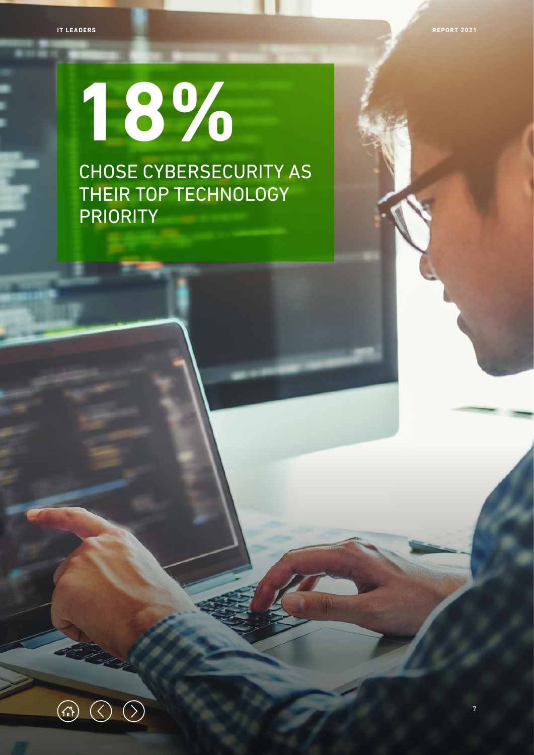# 18%

CHOSE CYBERSECURITY AS THEIR TOP TECHNOLOGY PRIORITY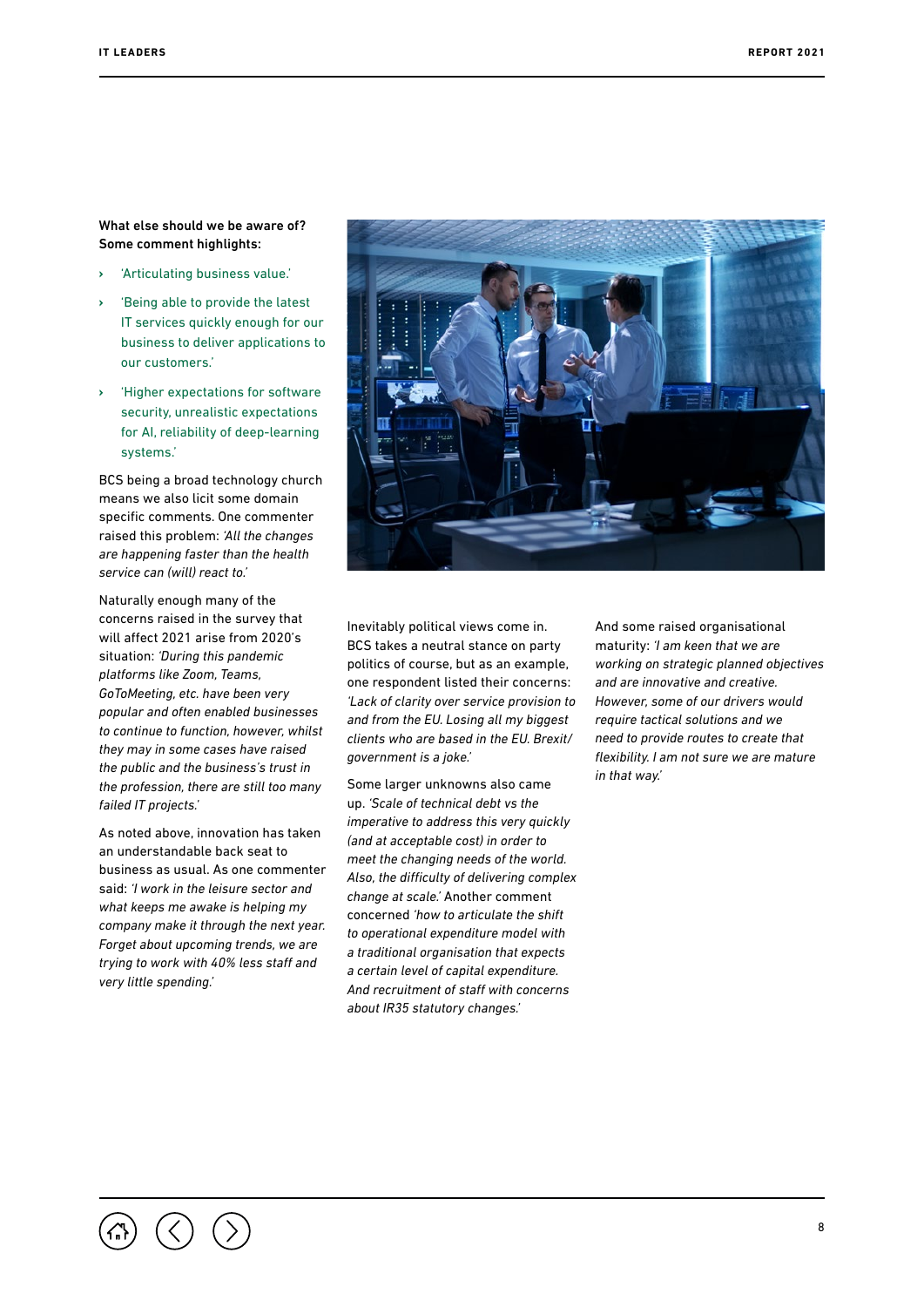**What else should we be aware of? Some comment highlights:**

- 'Articulating business value.'
- 'Being able to provide the latest IT services quickly enough for our business to deliver applications to our customers.'
- 'Higher expectations for software security, unrealistic expectations for AI, reliability of deep-learning systems.'

BCS being a broad technology church means we also licit some domain specific comments. One commenter raised this problem: *'All the changes are happening faster than the health service can (will) react to.'*

Naturally enough many of the concerns raised in the survey that will affect 2021 arise from 2020's situation: *'During this pandemic platforms like Zoom, Teams, GoToMeeting, etc. have been very popular and often enabled businesses to continue to function, however, whilst they may in some cases have raised the public and the business's trust in the profession, there are still too many failed IT projects.'*

As noted above, innovation has taken an understandable back seat to business as usual. As one commenter said: *'I work in the leisure sector and what keeps me awake is helping my company make it through the next year. Forget about upcoming trends, we are trying to work with 40% less staff and very little spending.'*

Inevitably political views come in. BCS takes a neutral stance on party politics of course, but as an example, one respondent listed their concerns: *'Lack of clarity over service provision to and from the EU. Losing all my biggest clients who are based in the EU. Brexit/government is a joke.'*

Some larger unknowns also came up. *'Scale of technical debt vs the imperative to address this very quickly (and at acceptable cost) in order to meet the changing needs of the world. Also, the difficulty of delivering complex change at scale.'* Another comment concerned *'how to articulate the shift to operational expenditure model with a traditional organisation that expects a certain level of capital expenditure. And recruitment of staff with concerns about IR35 statutory changes.'*

And some raised organisational maturity: *'I am keen that we are working on strategic planned objectives and are innovative and creative. However, some of our drivers would require tactical solutions and we need to provide routes to create that flexibility. I am not sure we are mature in that way.'*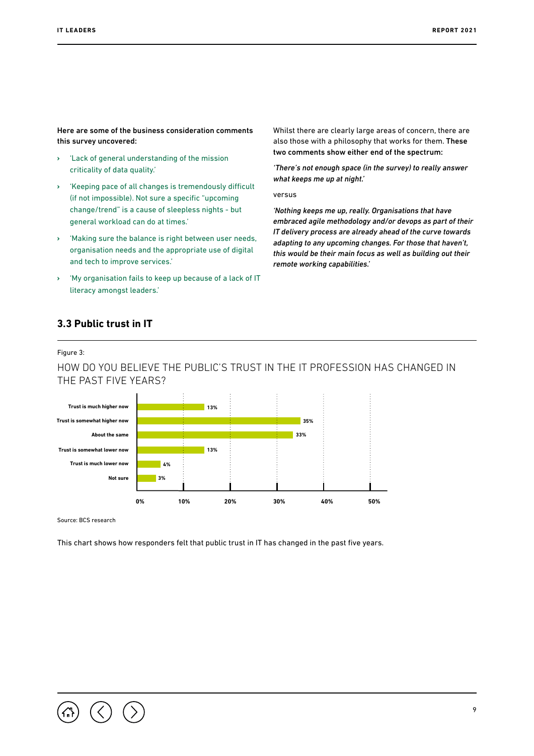**Here are some of the business consideration comments this survey uncovered:**

- 'Lack of general understanding of the mission criticality of data quality.'
- 'Keeping pace of all changes is tremendously difficult (if not impossible). Not sure a specific "upcoming change/trend" is a cause of sleepless nights - but general workload can do at times.'
- 'Making sure the balance is right between user needs, organisation needs and the appropriate use of digital and tech to improve services.'
- 'My organisation fails to keep up because of a lack of IT literacy amongst leaders.'

Whilst there are clearly large areas of concern, there are also those with a philosophy that works for them. **These two comments show either end of the spectrum:**

*'There's not enough space (in the survey) to really answer what keeps me up at night.'*

versus

*'Nothing keeps me up, really. Organisations that have embraced agile methodology and/or devops as part of their IT delivery process are already ahead of the curve towards adapting to any upcoming changes. For those that haven't, this would be their main focus as well as building out their remote working capabilities.'*

## 3.3 Public trust in IT

Figure 3:

HOW DO YOU BELIEVE THE PUBLIC'S TRUST IN THE IT PROFESSION HAS CHANGED IN THE PAST FIVE YEARS?

| Response | Percentage |
|---|---|
| Trust is much higher now | 13% |
| Trust is somewhat higher now | 35% |
| About the same | 33% |
| Trust is somewhat lower now | 13% |
| Trust is much lower now | 4% |
| Not sure | 3% |

Source: BCS research

This chart shows how responders felt that public trust in IT has changed in the past five years.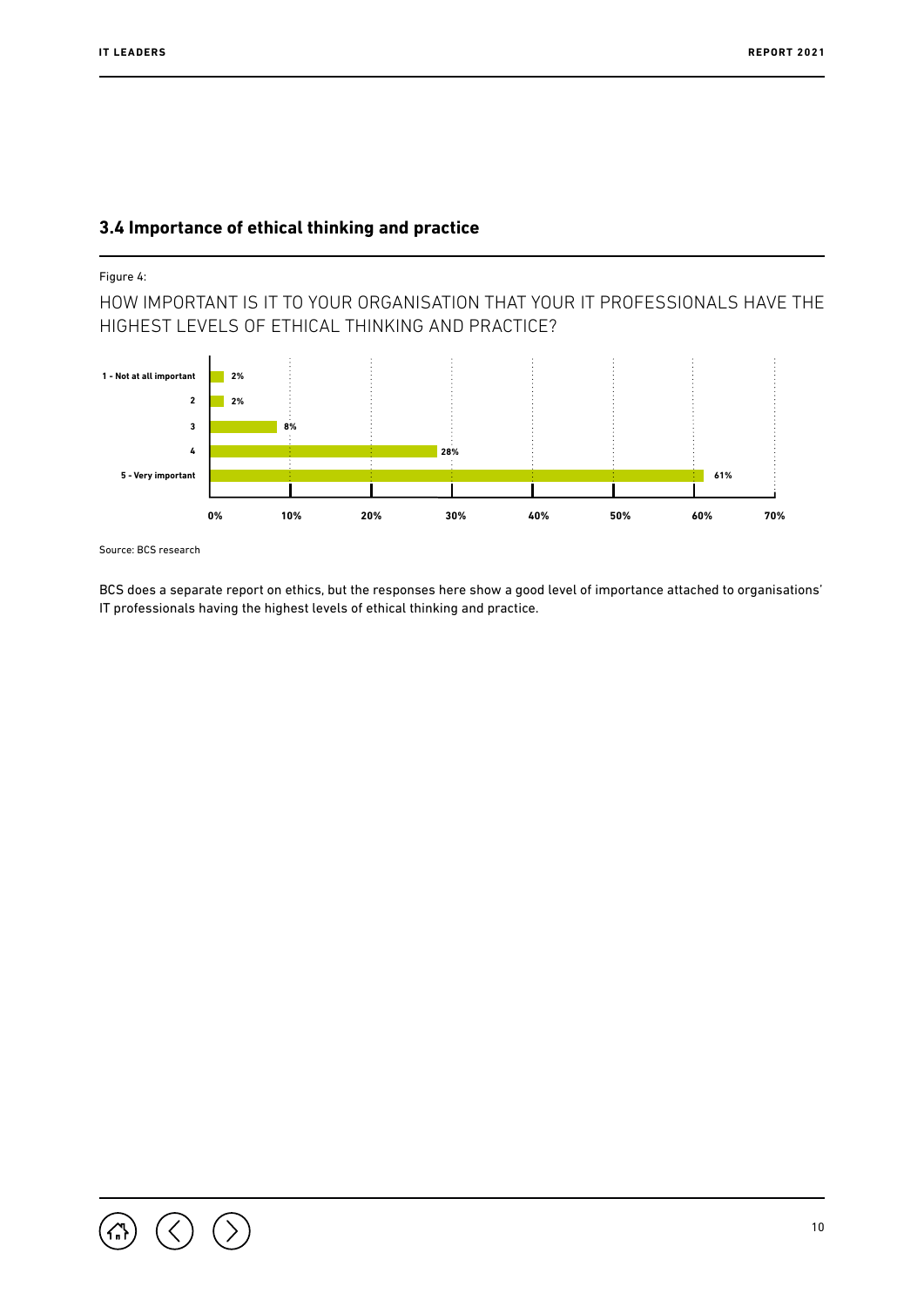## 3.4 Importance of ethical thinking and practice

Figure 4:

HOW IMPORTANT IS IT TO YOUR ORGANISATION THAT YOUR IT PROFESSIONALS HAVE THE HIGHEST LEVELS OF ETHICAL THINKING AND PRACTICE?

| Response | Percentage |
| --- | --- |
| 1 - Not at all important | 2% |
| 2 | 2% |
| 3 | 8% |
| 4 | 28% |
| 5 - Very important | 61% |

Source: BCS research

BCS does a separate report on ethics, but the responses here show a good level of importance attached to organisations' IT professionals having the highest levels of ethical thinking and practice.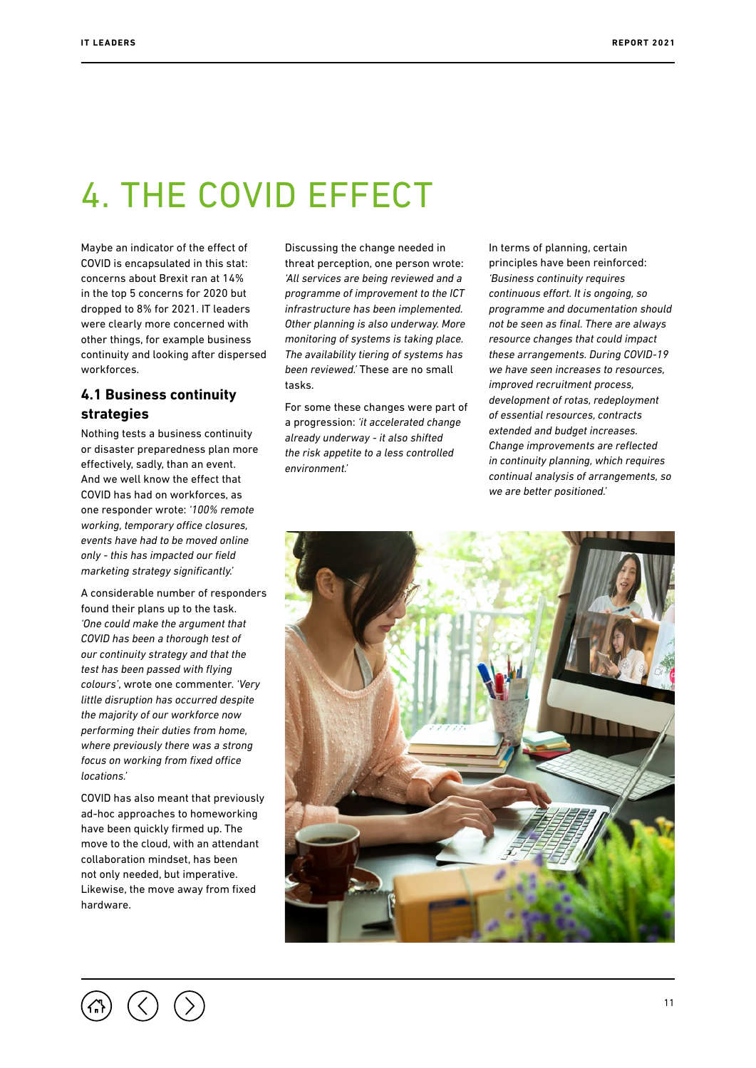# 4. THE COVID EFFECT

Maybe an indicator of the effect of COVID is encapsulated in this stat: concerns about Brexit ran at 14% in the top 5 concerns for 2020 but dropped to 8% for 2021. IT leaders were clearly more concerned with other things, for example business continuity and looking after dispersed workforces.

## 4.1 Business continuity strategies

Nothing tests a business continuity or disaster preparedness plan more effectively, sadly, than an event. And we well know the effect that COVID has had on workforces, as one responder wrote: *'100% remote working, temporary office closures, events have had to be moved online only - this has impacted our field marketing strategy significantly.'*

A considerable number of responders found their plans up to the task. *'One could make the argument that COVID has been a thorough test of our continuity strategy and that the test has been passed with flying colours'*, wrote one commenter. *'Very little disruption has occurred despite the majority of our workforce now performing their duties from home, where previously there was a strong focus on working from fixed office locations.'*

COVID has also meant that previously ad-hoc approaches to homeworking have been quickly firmed up. The move to the cloud, with an attendant collaboration mindset, has been not only needed, but imperative. Likewise, the move away from fixed hardware.

Discussing the change needed in threat perception, one person wrote: *'All services are being reviewed and a programme of improvement to the ICT infrastructure has been implemented. Other planning is also underway. More monitoring of systems is taking place. The availability tiering of systems has been reviewed.'* These are no small tasks.

For some these changes were part of a progression: *'it accelerated change already underway - it also shifted the risk appetite to a less controlled environment.'*

In terms of planning, certain principles have been reinforced: *'Business continuity requires continuous effort. It is ongoing, so programme and documentation should not be seen as final. There are always resource changes that could impact these arrangements. During COVID-19 we have seen increases to resources, improved recruitment process, development of rotas, redeployment of essential resources, contracts extended and budget increases. Change improvements are reflected in continuity planning, which requires continual analysis of arrangements, so we are better positioned.'*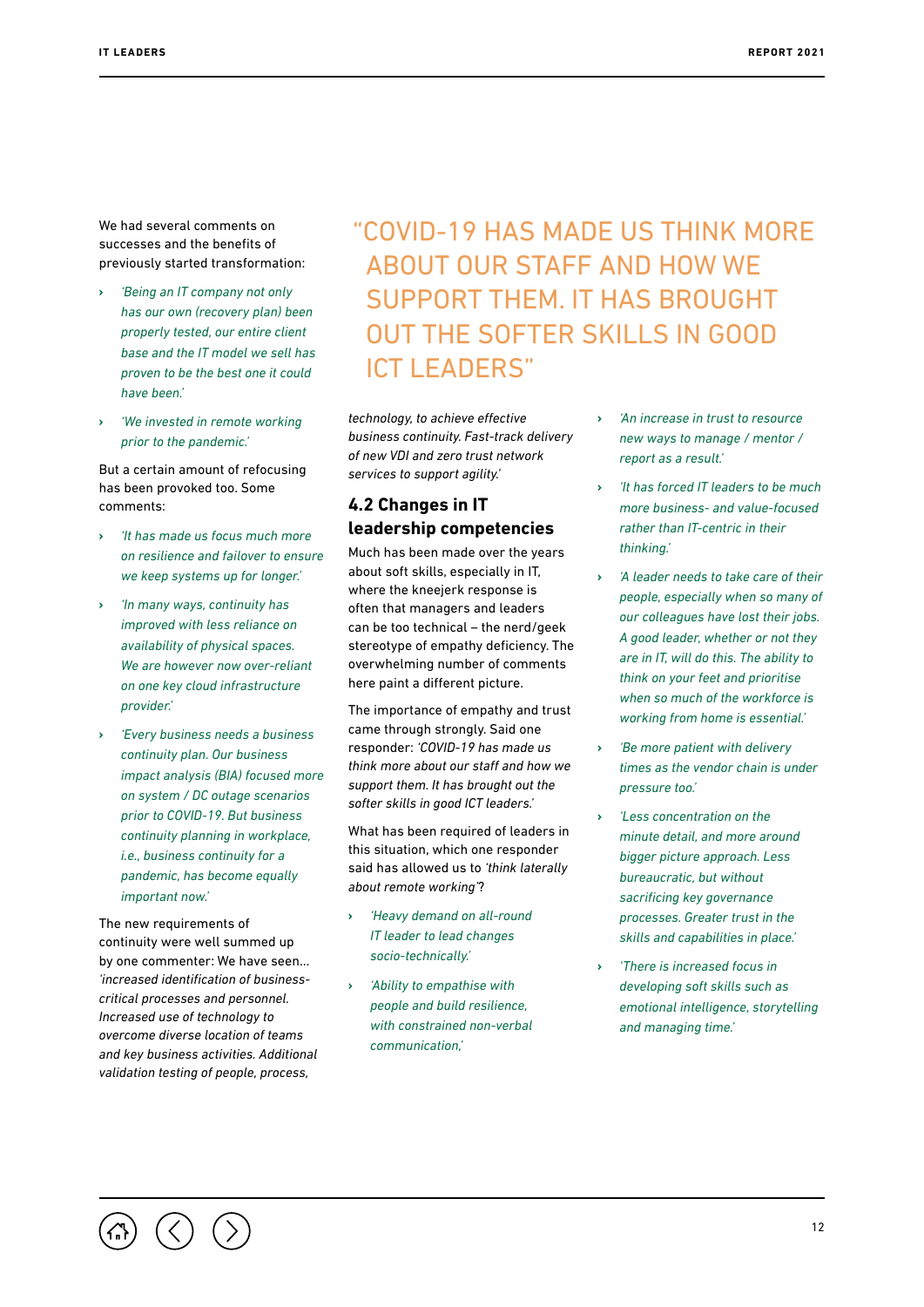We had several comments on successes and the benefits of previously started transformation:

- *'Being an IT company not only has our own (recovery plan) been properly tested, our entire client base and the IT model we sell has proven to be the best one it could have been.'*
- *'We invested in remote working prior to the pandemic.'*

But a certain amount of refocusing has been provoked too. Some comments:

- *'It has made us focus much more on resilience and failover to ensure we keep systems up for longer.'*
- *'In many ways, continuity has improved with less reliance on availability of physical spaces. We are however now over-reliant on one key cloud infrastructure provider.'*
- *'Every business needs a business continuity plan. Our business impact analysis (BIA) focused more on system / DC outage scenarios prior to COVID-19. But business continuity planning in workplace, i.e., business continuity for a pandemic, has become equally important now.'*

The new requirements of continuity were well summed up by one commenter: We have seen… *'increased identification of business-critical processes and personnel. Increased use of technology to overcome diverse location of teams and key business activities. Additional validation testing of people, process, technology, to achieve effective business continuity. Fast-track delivery of new VDI and zero trust network services to support agility.'*

> "COVID-19 HAS MADE US THINK MORE ABOUT OUR STAFF AND HOW WE SUPPORT THEM. IT HAS BROUGHT OUT THE SOFTER SKILLS IN GOOD ICT LEADERS"

## 4.2 Changes in IT leadership competencies

Much has been made over the years about soft skills, especially in IT, where the kneejerk response is often that managers and leaders can be too technical – the nerd/geek stereotype of empathy deficiency. The overwhelming number of comments here paint a different picture.

The importance of empathy and trust came through strongly. Said one responder: *'COVID-19 has made us think more about our staff and how we support them. It has brought out the softer skills in good ICT leaders.'*

What has been required of leaders in this situation, which one responder said has allowed us to *'think laterally about remote working'*?

- *'Heavy demand on all-round IT leader to lead changes socio-technically.'*
- *'Ability to empathise with people and build resilience, with constrained non-verbal communication,'*
- *'An increase in trust to resource new ways to manage / mentor / report as a result.'*
- *'It has forced IT leaders to be much more business- and value-focused rather than IT-centric in their thinking.'*
- *'A leader needs to take care of their people, especially when so many of our colleagues have lost their jobs. A good leader, whether or not they are in IT, will do this. The ability to think on your feet and prioritise when so much of the workforce is working from home is essential.'*
- *'Be more patient with delivery times as the vendor chain is under pressure too.'*
- *'Less concentration on the minute detail, and more around bigger picture approach. Less bureaucratic, but without sacrificing key governance processes. Greater trust in the skills and capabilities in place.'*
- *'There is increased focus in developing soft skills such as emotional intelligence, storytelling and managing time.'*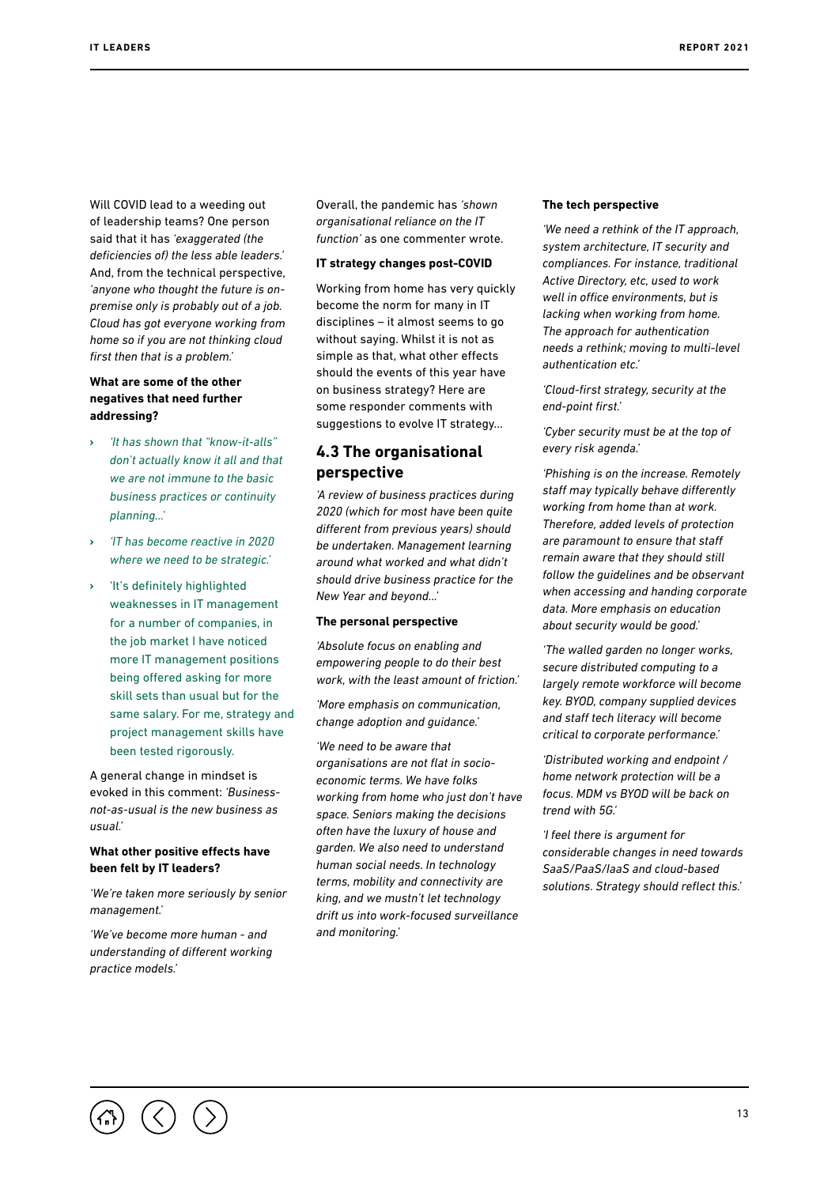Will COVID lead to a weeding out of leadership teams? One person said that it has *'exaggerated (the deficiencies of) the less able leaders.'* And, from the technical perspective, *'anyone who thought the future is on-premise only is probably out of a job. Cloud has got everyone working from home so if you are not thinking cloud first then that is a problem.'*

**What are some of the other negatives that need further addressing?**

- *'It has shown that "know-it-alls" don't actually know it all and that we are not immune to the basic business practices or continuity planning...'*
- *'IT has become reactive in 2020 where we need to be strategic.'*
- 'It's definitely highlighted weaknesses in IT management for a number of companies, in the job market I have noticed more IT management positions being offered asking for more skill sets than usual but for the same salary. For me, strategy and project management skills have been tested rigorously.

A general change in mindset is evoked in this comment: *'Business-not-as-usual is the new business as usual.'*

**What other positive effects have been felt by IT leaders?**

*'We're taken more seriously by senior management.'*

*'We've become more human - and understanding of different working practice models.'*

Overall, the pandemic has *'shown organisational reliance on the IT function'* as one commenter wrote.

**IT strategy changes post-COVID**

Working from home has very quickly become the norm for many in IT disciplines – it almost seems to go without saying. Whilst it is not as simple as that, what other effects should the events of this year have on business strategy? Here are some responder comments with suggestions to evolve IT strategy...

## 4.3 The organisational perspective

*'A review of business practices during 2020 (which for most have been quite different from previous years) should be undertaken. Management learning around what worked and what didn't should drive business practice for the New Year and beyond...'*

**The personal perspective**

*'Absolute focus on enabling and empowering people to do their best work, with the least amount of friction.'*

*'More emphasis on communication, change adoption and guidance.'*

*'We need to be aware that organisations are not flat in socio-economic terms. We have folks working from home who just don't have space. Seniors making the decisions often have the luxury of house and garden. We also need to understand human social needs. In technology terms, mobility and connectivity are king, and we mustn't let technology drift us into work-focused surveillance and monitoring.'*

**The tech perspective**

*'We need a rethink of the IT approach, system architecture, IT security and compliances. For instance, traditional Active Directory, etc, used to work well in office environments, but is lacking when working from home. The approach for authentication needs a rethink; moving to multi-level authentication etc.'*

*'Cloud-first strategy, security at the end-point first.'*

*'Cyber security must be at the top of every risk agenda.'*

*'Phishing is on the increase. Remotely staff may typically behave differently working from home than at work. Therefore, added levels of protection are paramount to ensure that staff remain aware that they should still follow the guidelines and be observant when accessing and handing corporate data. More emphasis on education about security would be good.'*

*'The walled garden no longer works, secure distributed computing to a largely remote workforce will become key. BYOD, company supplied devices and staff tech literacy will become critical to corporate performance.'*

*'Distributed working and endpoint / home network protection will be a focus. MDM vs BYOD will be back on trend with 5G.'*

*'I feel there is argument for considerable changes in need towards SaaS/PaaS/IaaS and cloud-based solutions. Strategy should reflect this.'*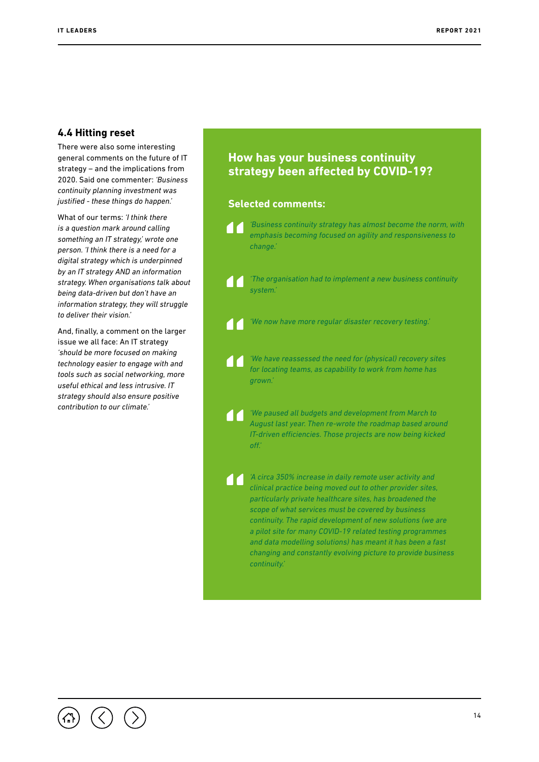## 4.4 Hitting reset

There were also some interesting general comments on the future of IT strategy – and the implications from 2020. Said one commenter: *'Business continuity planning investment was justified - these things do happen.'*

What of our terms: *'I think there is a question mark around calling something an IT strategy,'* wrote one person. *'I think there is a need for a digital strategy which is underpinned by an IT strategy AND an information strategy. When organisations talk about being data-driven but don't have an information strategy, they will struggle to deliver their vision.'*

And, finally, a comment on the larger issue we all face: An IT strategy *'should be more focused on making technology easier to engage with and tools such as social networking, more useful ethical and less intrusive. IT strategy should also ensure positive contribution to our climate.'*

### How has your business continuity strategy been affected by COVID-19?

**Selected comments:**

> *'Business continuity strategy has almost become the norm, with emphasis becoming focused on agility and responsiveness to change.'*

> *'The organisation had to implement a new business continuity system.'*

> *'We now have more regular disaster recovery testing.'*

> *'We have reassessed the need for (physical) recovery sites for locating teams, as capability to work from home has grown.'*

> *'We paused all budgets and development from March to August last year. Then re-wrote the roadmap based around IT-driven efficiencies. Those projects are now being kicked off.'*

> *'A circa 350% increase in daily remote user activity and clinical practice being moved out to other provider sites, particularly private healthcare sites, has broadened the scope of what services must be covered by business continuity. The rapid development of new solutions (we are a pilot site for many COVID-19 related testing programmes and data modelling solutions) has meant it has been a fast changing and constantly evolving picture to provide business continuity.'*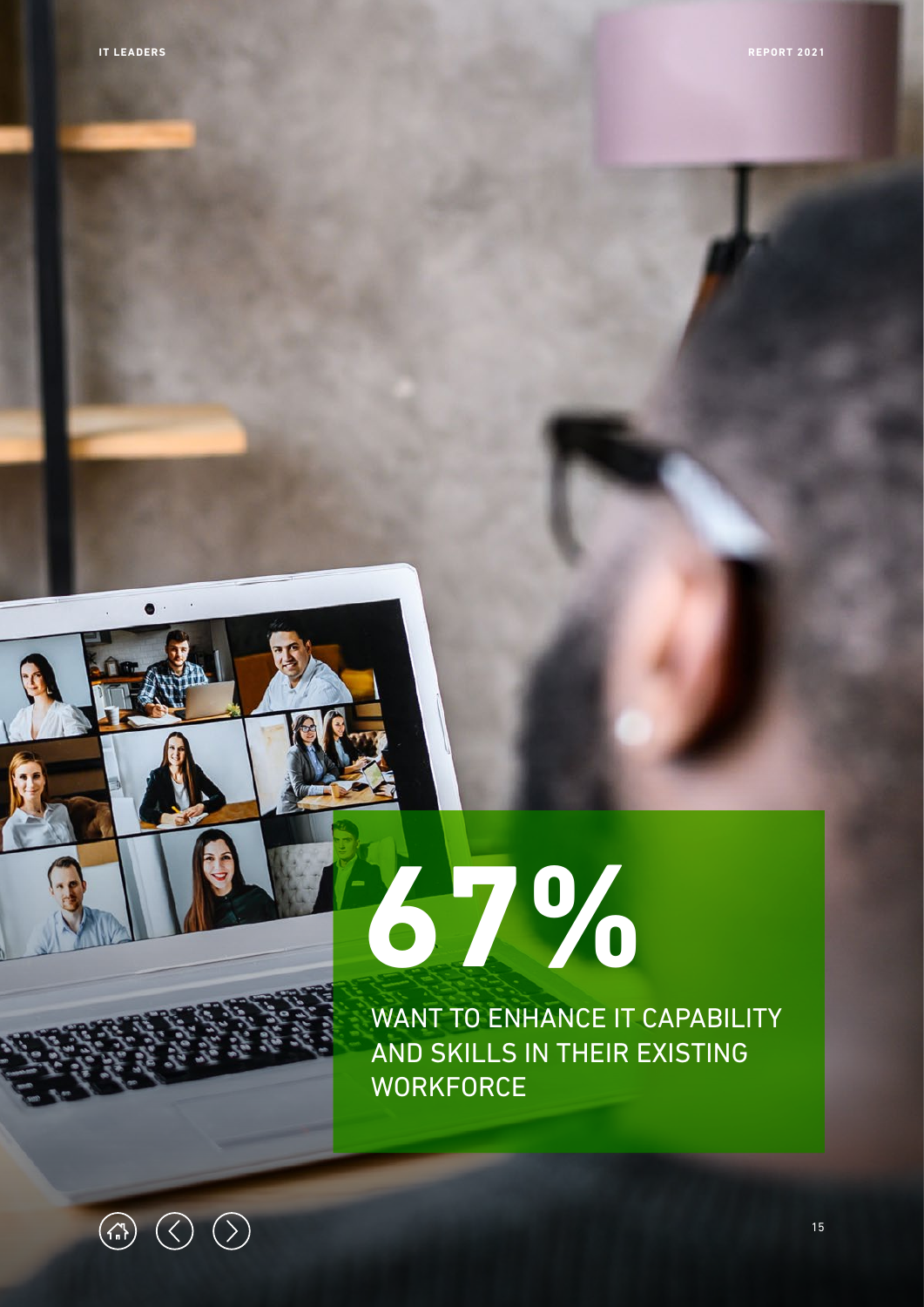# 67%

WANT TO ENHANCE IT CAPABILITY AND SKILLS IN THEIR EXISTING WORKFORCE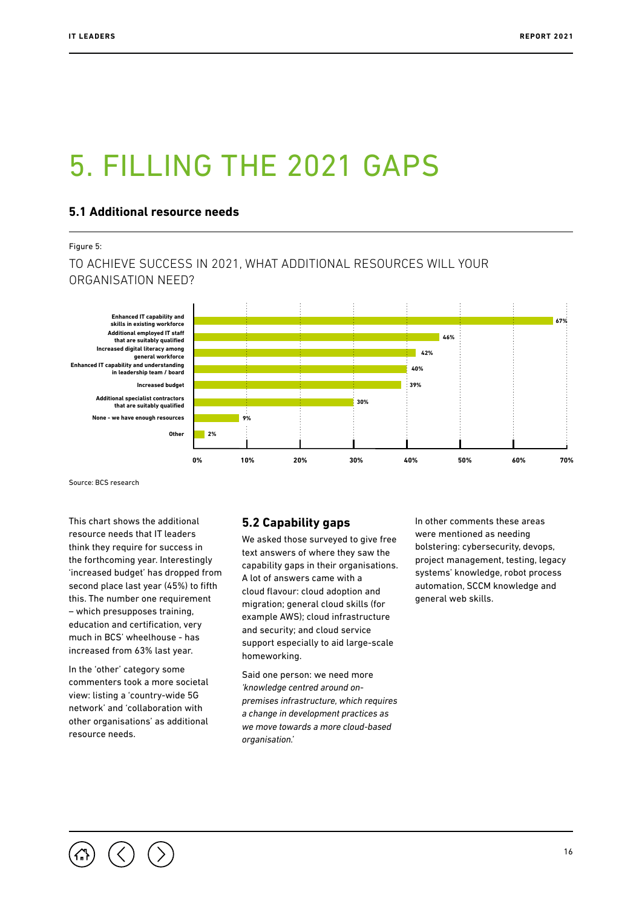# 5. FILLING THE 2021 GAPS

## 5.1 Additional resource needs

Figure 5:

TO ACHIEVE SUCCESS IN 2021, WHAT ADDITIONAL RESOURCES WILL YOUR ORGANISATION NEED?

| Resource | % |
|---|---|
| Enhanced IT capability and skills in existing workforce | 67% |
| Additional employed IT staff that are suitably qualified | 46% |
| Increased digital literacy among general workforce | 42% |
| Enhanced IT capability and understanding in leadership team / board | 40% |
| Increased budget | 39% |
| Additional specialist contractors that are suitably qualified | 30% |
| None - we have enough resources | 9% |
| Other | 2% |

Source: BCS research

This chart shows the additional resource needs that IT leaders think they require for success in the forthcoming year. Interestingly 'increased budget' has dropped from second place last year (45%) to fifth this. The number one requirement – which presupposes training, education and certification, very much in BCS' wheelhouse - has increased from 63% last year.

In the 'other' category some commenters took a more societal view: listing a 'country-wide 5G network' and 'collaboration with other organisations' as additional resource needs.

## 5.2 Capability gaps

We asked those surveyed to give free text answers of where they saw the capability gaps in their organisations. A lot of answers came with a cloud flavour: cloud adoption and migration; general cloud skills (for example AWS); cloud infrastructure and security; and cloud service support especially to aid large-scale homeworking.

Said one person: we need more *'knowledge centred around on-premises infrastructure, which requires a change in development practices as we move towards a more cloud-based organisation.'*

In other comments these areas were mentioned as needing bolstering: cybersecurity, devops, project management, testing, legacy systems' knowledge, robot process automation, SCCM knowledge and general web skills.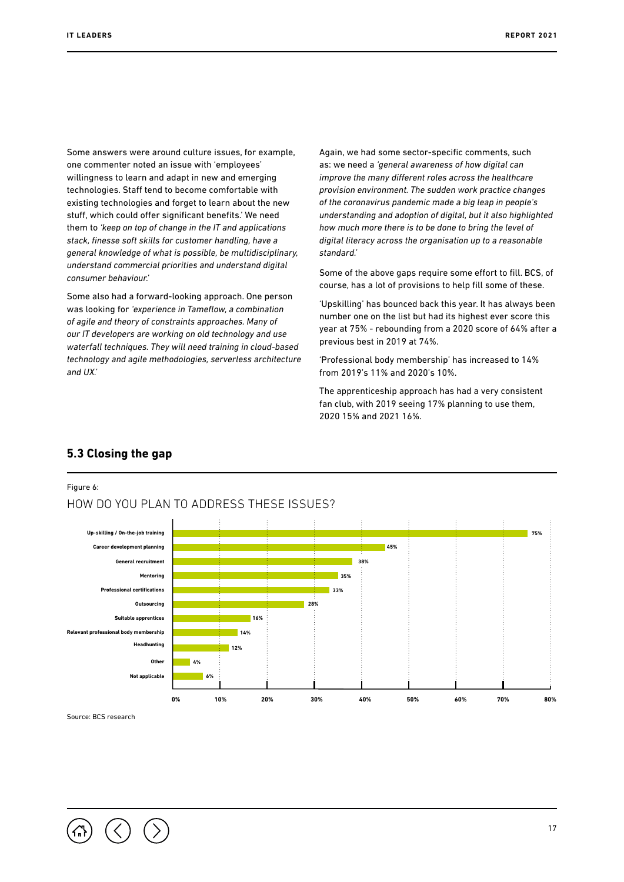Some answers were around culture issues, for example, one commenter noted an issue with 'employees' willingness to learn and adapt in new and emerging technologies. Staff tend to become comfortable with existing technologies and forget to learn about the new stuff, which could offer significant benefits.' We need them to *'keep on top of change in the IT and applications stack, finesse soft skills for customer handling, have a general knowledge of what is possible, be multidisciplinary, understand commercial priorities and understand digital consumer behaviour.'*

Some also had a forward-looking approach. One person was looking for *'experience in Tameflow, a combination of agile and theory of constraints approaches. Many of our IT developers are working on old technology and use waterfall techniques. They will need training in cloud-based technology and agile methodologies, serverless architecture and UX.'*

Again, we had some sector-specific comments, such as: we need a *'general awareness of how digital can improve the many different roles across the healthcare provision environment. The sudden work practice changes of the coronavirus pandemic made a big leap in people's understanding and adoption of digital, but it also highlighted how much more there is to be done to bring the level of digital literacy across the organisation up to a reasonable standard.'*

Some of the above gaps require some effort to fill. BCS, of course, has a lot of provisions to help fill some of these.

'Upskilling' has bounced back this year. It has always been number one on the list but had its highest ever score this year at 75% - rebounding from a 2020 score of 64% after a previous best in 2019 at 74%.

'Professional body membership' has increased to 14% from 2019's 11% and 2020's 10%.

The apprenticeship approach has had a very consistent fan club, with 2019 seeing 17% planning to use them, 2020 15% and 2021 16%.

## 5.3 Closing the gap

Figure 6:

HOW DO YOU PLAN TO ADDRESS THESE ISSUES?

| Response | % |
| --- | --- |
| Up-skilling / On-the-job training | 75% |
| Career development planning | 45% |
| General recruitment | 38% |
| Mentoring | 35% |
| Professional certifications | 33% |
| Outsourcing | 28% |
| Suitable apprentices | 16% |
| Relevant professional body membership | 14% |
| Headhunting | 12% |
| Other | 4% |
| Not applicable | 6% |

Source: BCS research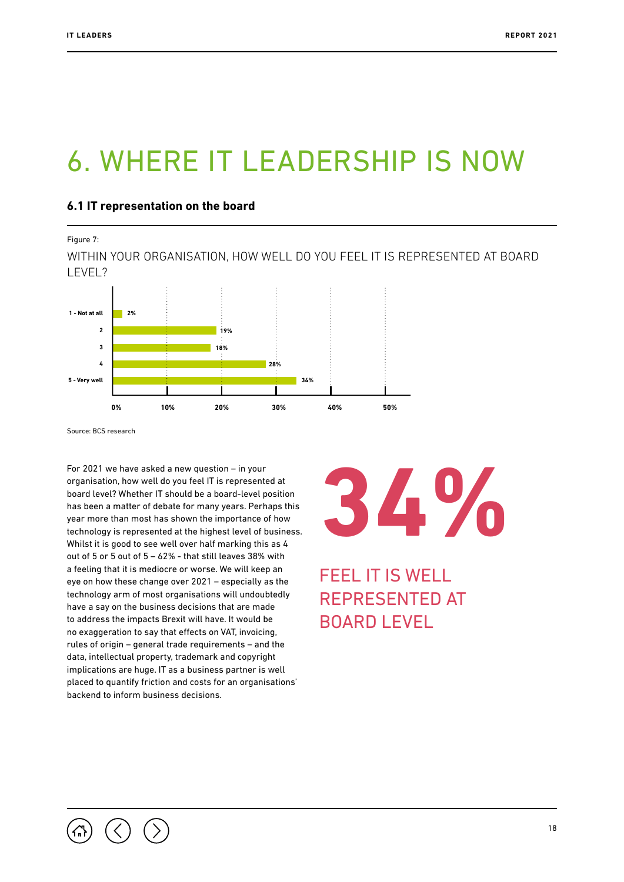# 6. WHERE IT LEADERSHIP IS NOW

## 6.1 IT representation on the board

Figure 7:

WITHIN YOUR ORGANISATION, HOW WELL DO YOU FEEL IT IS REPRESENTED AT BOARD LEVEL?

| Response | % |
|---|---|
| 1 - Not at all | 2% |
| 2 | 19% |
| 3 | 18% |
| 4 | 28% |
| 5 - Very well | 34% |

Source: BCS research

For 2021 we have asked a new question – in your organisation, how well do you feel IT is represented at board level? Whether IT should be a board-level position has been a matter of debate for many years. Perhaps this year more than most has shown the importance of how technology is represented at the highest level of business. Whilst it is good to see well over half marking this as 4 out of 5 or 5 out of 5 – 62% - that still leaves 38% with a feeling that it is mediocre or worse. We will keep an eye on how these change over 2021 – especially as the technology arm of most organisations will undoubtedly have a say on the business decisions that are made to address the impacts Brexit will have. It would be no exaggeration to say that effects on VAT, invoicing, rules of origin – general trade requirements – and the data, intellectual property, trademark and copyright implications are huge. IT as a business partner is well placed to quantify friction and costs for an organisations' backend to inform business decisions.

**34%**

FEEL IT IS WELL REPRESENTED AT BOARD LEVEL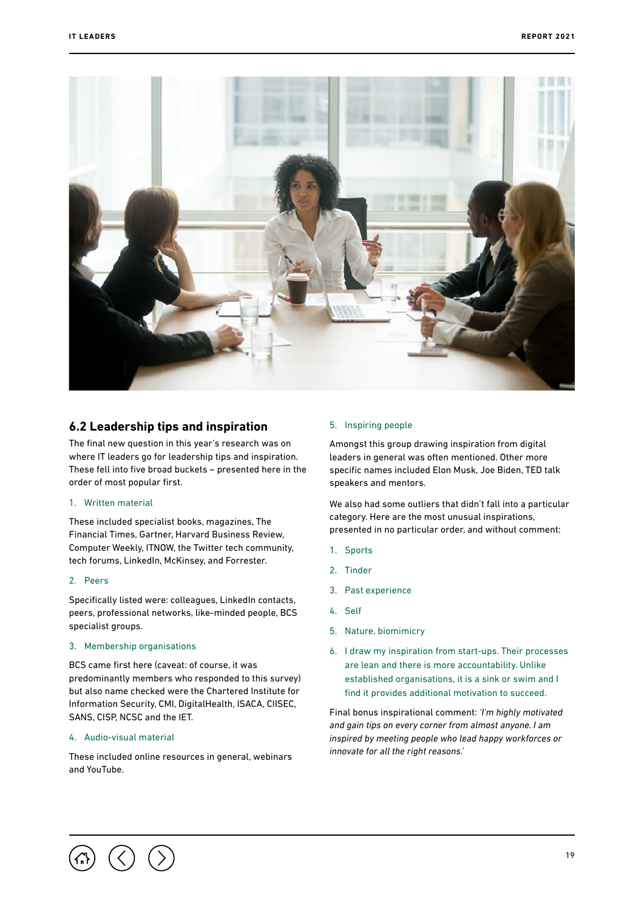## 6.2 Leadership tips and inspiration

The final new question in this year's research was on where IT leaders go for leadership tips and inspiration. These fell into five broad buckets – presented here in the order of most popular first.

1. Written material

These included specialist books, magazines, The Financial Times, Gartner, Harvard Business Review, Computer Weekly, ITNOW, the Twitter tech community, tech forums, LinkedIn, McKinsey, and Forrester.

2. Peers

Specifically listed were: colleagues, LinkedIn contacts, peers, professional networks, like-minded people, BCS specialist groups.

3. Membership organisations

BCS came first here (caveat: of course, it was predominantly members who responded to this survey) but also name checked were the Chartered Institute for Information Security, CMI, DigitalHealth, ISACA, CIISEC, SANS, CISP, NCSC and the IET.

4. Audio-visual material

These included online resources in general, webinars and YouTube.

5. Inspiring people

Amongst this group drawing inspiration from digital leaders in general was often mentioned. Other more specific names included Elon Musk, Joe Biden, TED talk speakers and mentors.

We also had some outliers that didn't fall into a particular category. Here are the most unusual inspirations, presented in no particular order, and without comment:

1. Sports
2. Tinder
3. Past experience
4. Self
5. Nature, biomimicry
6. I draw my inspiration from start-ups. Their processes are lean and there is more accountability. Unlike established organisations, it is a sink or swim and I find it provides additional motivation to succeed.

Final bonus inspirational comment: *'I'm highly motivated and gain tips on every corner from almost anyone. I am inspired by meeting people who lead happy workforces or innovate for all the right reasons.'*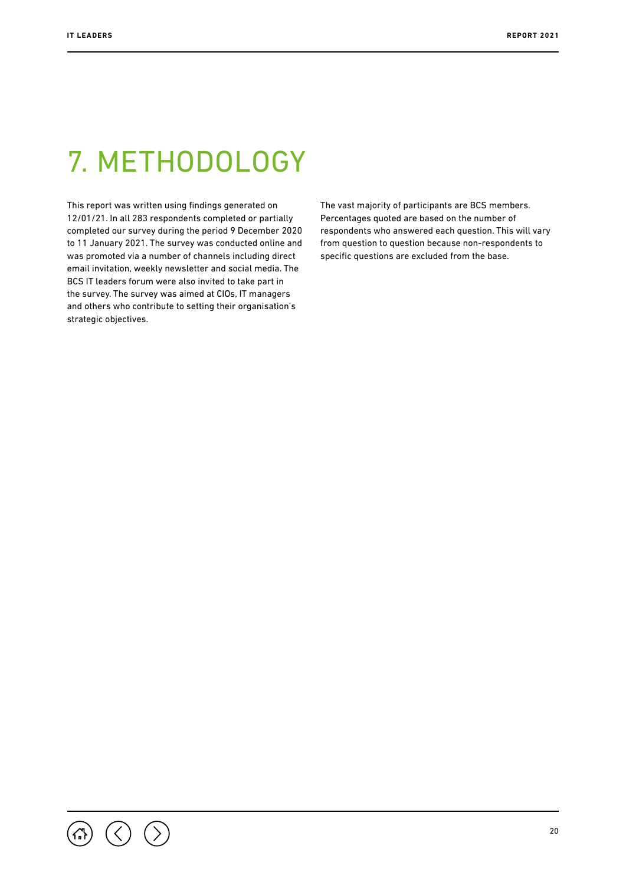# 7. METHODOLOGY

This report was written using findings generated on 12/01/21. In all 283 respondents completed or partially completed our survey during the period 9 December 2020 to 11 January 2021. The survey was conducted online and was promoted via a number of channels including direct email invitation, weekly newsletter and social media. The BCS IT leaders forum were also invited to take part in the survey. The survey was aimed at CIOs, IT managers and others who contribute to setting their organisation's strategic objectives.

The vast majority of participants are BCS members. Percentages quoted are based on the number of respondents who answered each question. This will vary from question to question because non-respondents to specific questions are excluded from the base.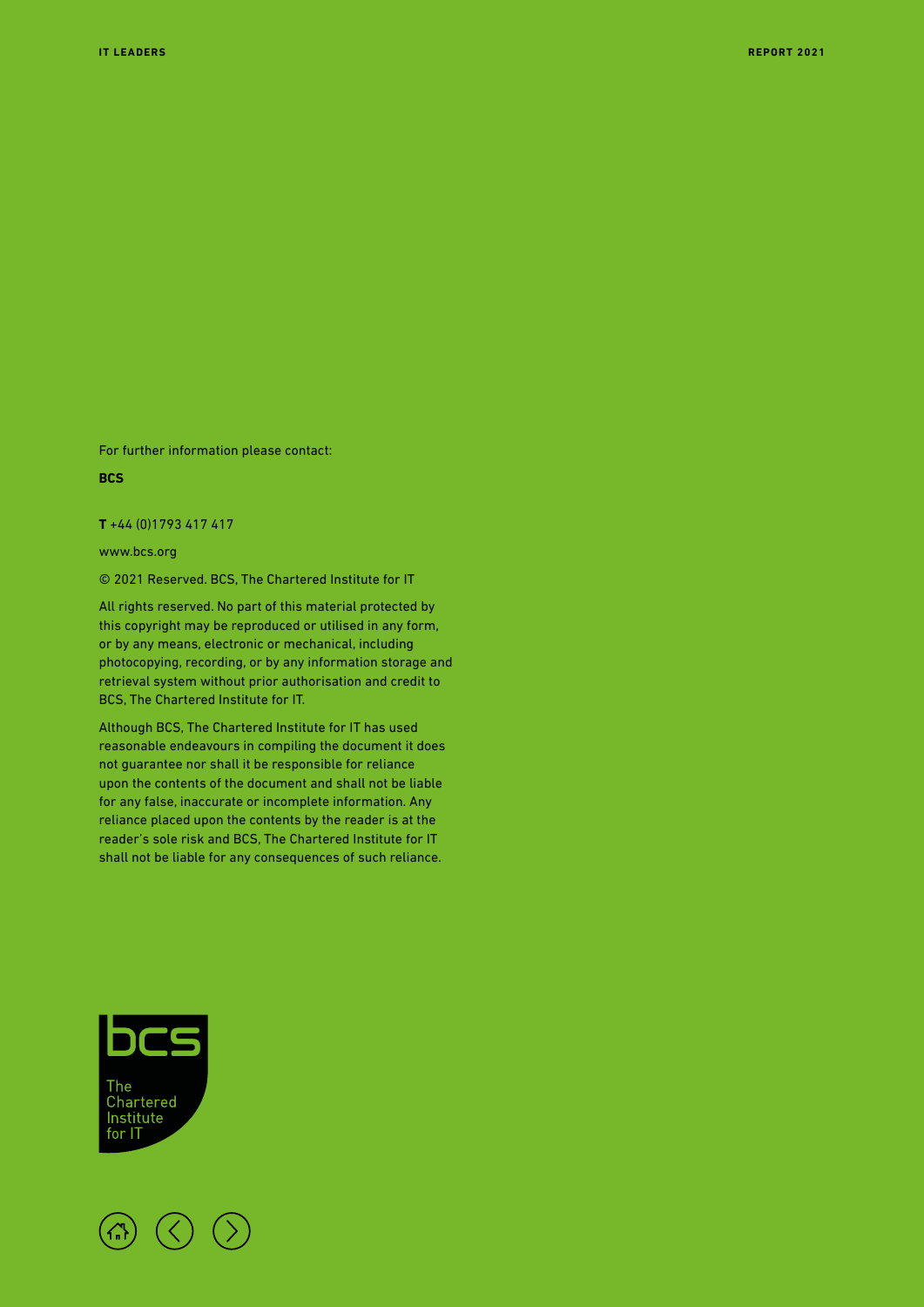For further information please contact:

**BCS**

**T** +44 (0)1793 417 417

www.bcs.org

© 2021 Reserved. BCS, The Chartered Institute for IT

All rights reserved. No part of this material protected by this copyright may be reproduced or utilised in any form, or by any means, electronic or mechanical, including photocopying, recording, or by any information storage and retrieval system without prior authorisation and credit to BCS, The Chartered Institute for IT.

Although BCS, The Chartered Institute for IT has used reasonable endeavours in compiling the document it does not guarantee nor shall it be responsible for reliance upon the contents of the document and shall not be liable for any false, inaccurate or incomplete information. Any reliance placed upon the contents by the reader is at the reader's sole risk and BCS, The Chartered Institute for IT shall not be liable for any consequences of such reliance.

bcs The Chartered Institute for IT